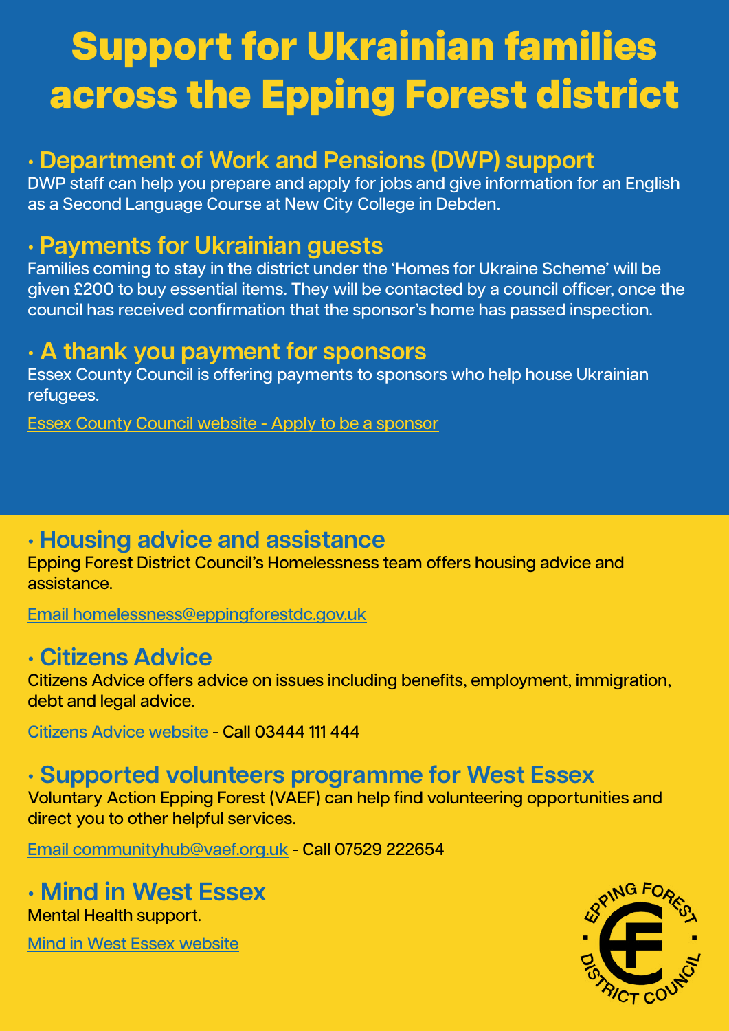# Support for Ukrainian families across the Epping Forest district

## · Department of Work and Pensions (DWP) support

DWP staff can help you prepare and apply for jobs and give information for an English as a Second Language Course at New City College in Debden.

## · Payments for Ukrainian guests

Families coming to stay in the district under the 'Homes for Ukraine Scheme' will be given £200 to buy essential items. They will be contacted by a council officer, once the council has received confirmation that the sponsor's home has passed inspection.

## · A thank you payment for sponsors

Essex County Council is offering payments to sponsors who help house Ukrainian refugees.

Essex County Council website - Apply to be a sponsor

## · Housing advice and assistance

Epping Forest District Council's Homelessness team offers housing advice and assistance.

Email homelessness@eppingforestdc.gov.uk

## · Citizens Advice

Citizens Advice offers advice on issues including benefits, employment, immigration, debt and legal advice.

Citizens Advice website - Call 03444 111 444

## · Supported volunteers programme for West Essex

Voluntary Action Epping Forest (VAEF) can help find volunteering opportunities and direct you to other helpful services.

Email communityhub@vaef.org.uk - Call 07529 222654

## · Mind in West Essex

Mental Health support.

Mind in West Essex website

EPPING FOREST DISTRICT COUNCIL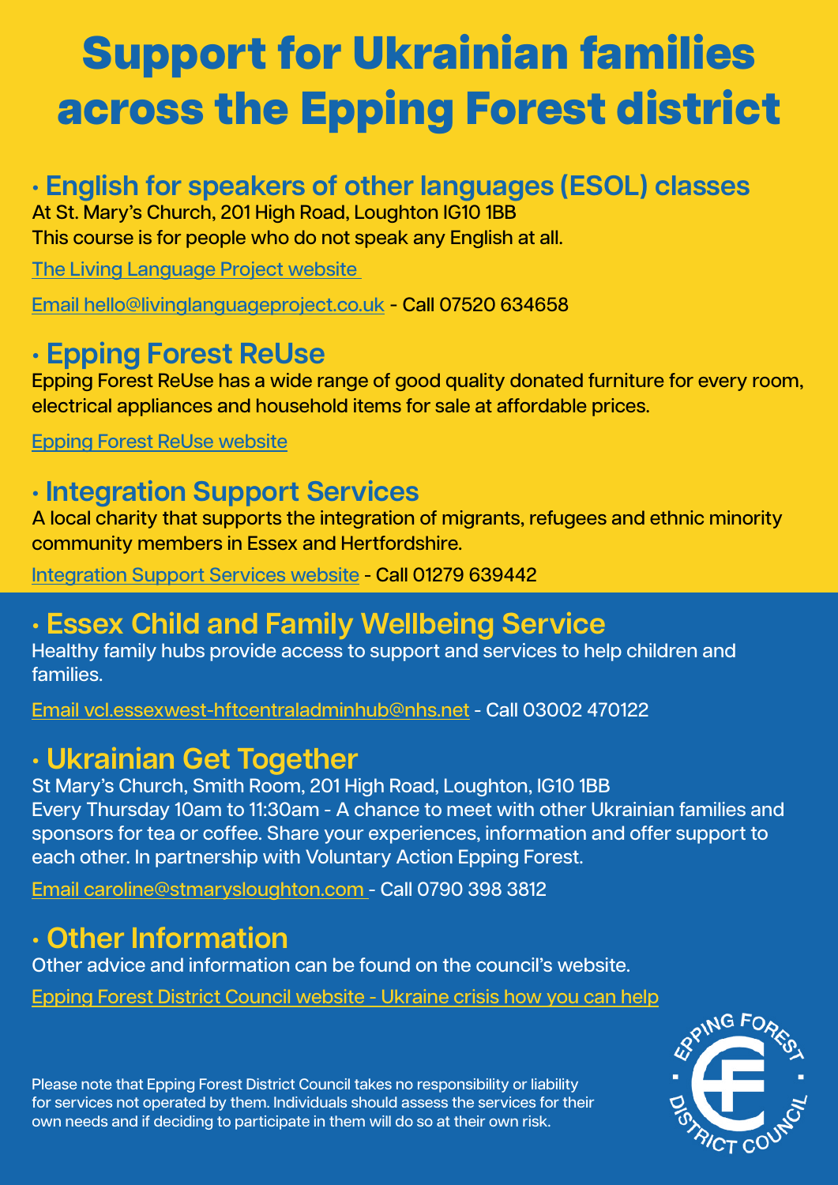# Support for Ukrainian families across the Epping Forest district

## • English for speakers of other languages (ESOL) classes

At St. Mary's Church, 201 High Road, Loughton IG10 1BB
This course is for people who do not speak any English at all.

The Living Language Project website

Email hello@livinglanguageproject.co.uk - Call 07520 634658

## • Epping Forest ReUse

Epping Forest ReUse has a wide range of good quality donated furniture for every room, electrical appliances and household items for sale at affordable prices.

Epping Forest ReUse website

## • Integration Support Services

A local charity that supports the integration of migrants, refugees and ethnic minority community members in Essex and Hertfordshire.

Integration Support Services website - Call 01279 639442

## • Essex Child and Family Wellbeing Service

Healthy family hubs provide access to support and services to help children and families.

Email vcl.essexwest-hftcentraladminhub@nhs.net - Call 03002 470122

## • Ukrainian Get Together

St Mary's Church, Smith Room, 201 High Road, Loughton, IG10 1BB
Every Thursday 10am to 11:30am - A chance to meet with other Ukrainian families and sponsors for tea or coffee. Share your experiences, information and offer support to each other. In partnership with Voluntary Action Epping Forest.

Email caroline@stmarysloughton.com - Call 0790 398 3812

## • Other Information

Other advice and information can be found on the council's website.

Epping Forest District Council website - Ukraine crisis how you can help

Please note that Epping Forest District Council takes no responsibility or liability for services not operated by them. Individuals should assess the services for their own needs and if deciding to participate in them will do so at their own risk.

EPPING FOREST DISTRICT COUNCIL